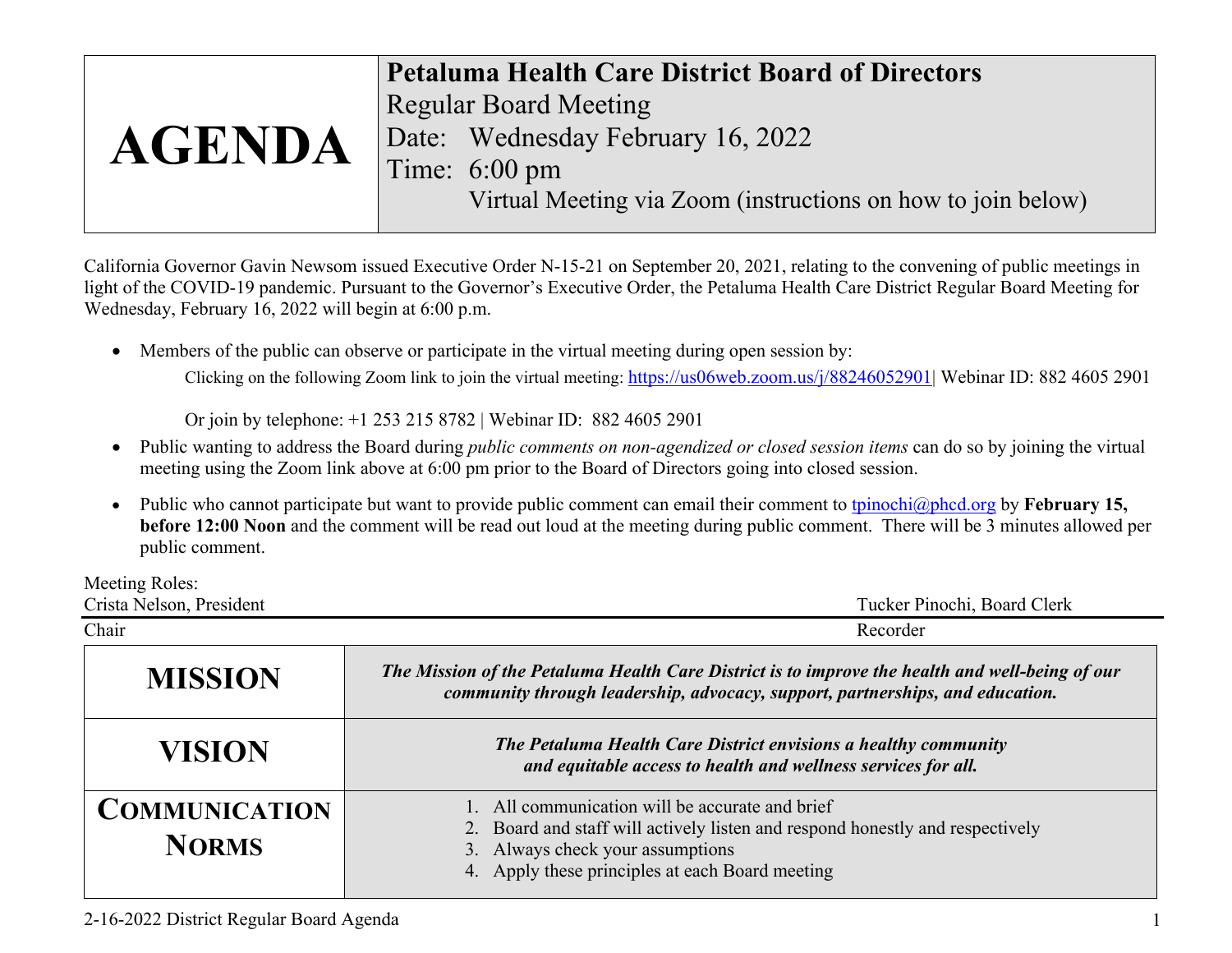| AGENDA | **Petaluma Health Care District Board of Directors**<br>Regular Board Meeting<br>Date: Wednesday February 16, 2022<br>Time: 6:00 pm<br>Virtual Meeting via Zoom (instructions on how to join below) |
|---|---|

California Governor Gavin Newsom issued Executive Order N-15-21 on September 20, 2021, relating to the convening of public meetings in light of the COVID-19 pandemic. Pursuant to the Governor's Executive Order, the Petaluma Health Care District Regular Board Meeting for Wednesday, February 16, 2022 will begin at 6:00 p.m.

- Members of the public can observe or participate in the virtual meeting during open session by:

  Clicking on the following Zoom link to join the virtual meeting: https://us06web.zoom.us/j/88246052901| Webinar ID: 882 4605 2901

  Or join by telephone: +1 253 215 8782 | Webinar ID: 882 4605 2901

- Public wanting to address the Board during *public comments on non-agendized or closed session items* can do so by joining the virtual meeting using the Zoom link above at 6:00 pm prior to the Board of Directors going into closed session.
- Public who cannot participate but want to provide public comment can email their comment to tpinochi@phcd.org by **February 15, before 12:00 Noon** and the comment will be read out loud at the meeting during public comment. There will be 3 minutes allowed per public comment.

Meeting Roles:

| Crista Nelson, President | Tucker Pinochi, Board Clerk |
|---|---|
| Chair | Recorder |

| | |
|---|---|
| **MISSION** | ***The Mission of the Petaluma Health Care District is to improve the health and well-being of our community through leadership, advocacy, support, partnerships, and education.*** |
| **VISION** | ***The Petaluma Health Care District envisions a healthy community and equitable access to health and wellness services for all.*** |
| **COMMUNICATION NORMS** | 1. All communication will be accurate and brief<br>2. Board and staff will actively listen and respond honestly and respectively<br>3. Always check your assumptions<br>4. Apply these principles at each Board meeting |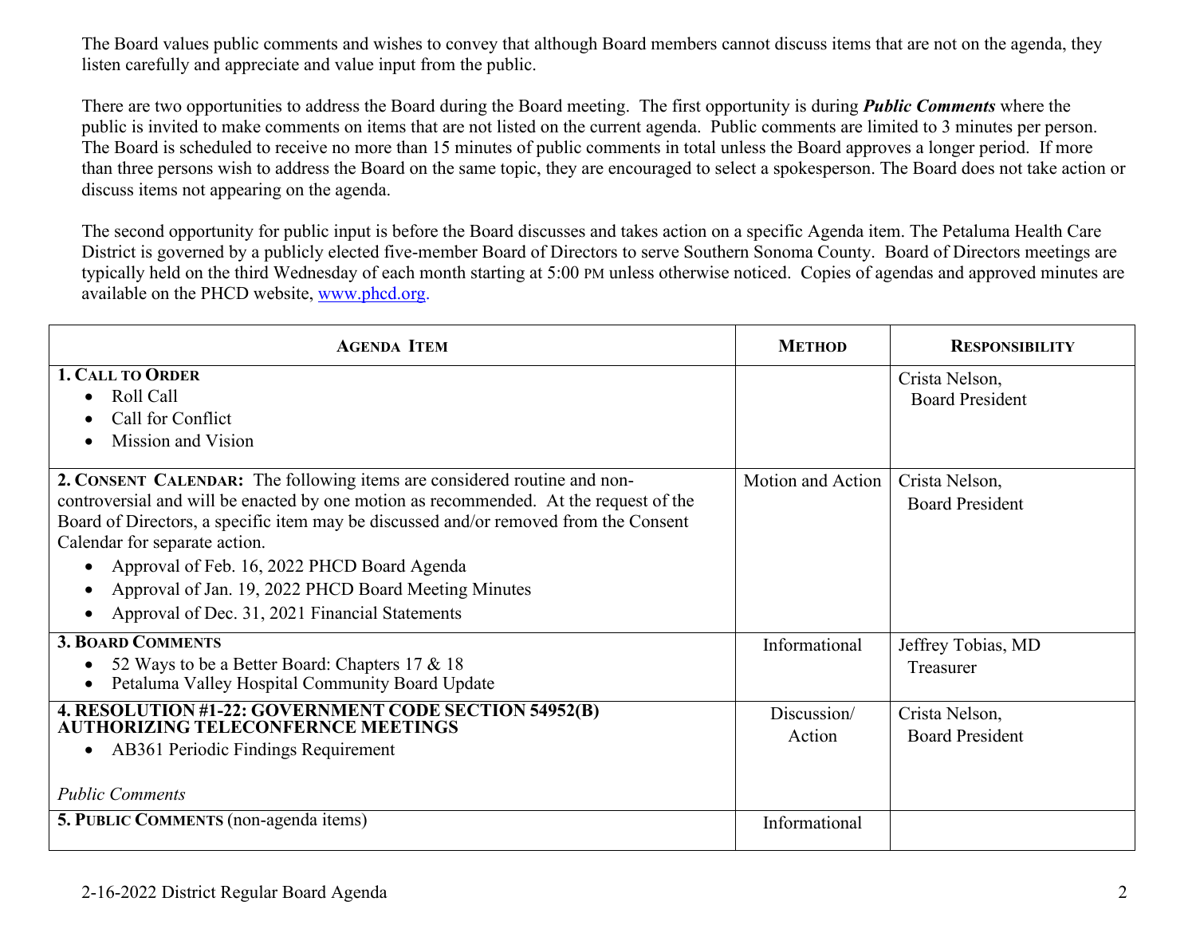The Board values public comments and wishes to convey that although Board members cannot discuss items that are not on the agenda, they listen carefully and appreciate and value input from the public.

There are two opportunities to address the Board during the Board meeting. The first opportunity is during ***Public Comments*** where the public is invited to make comments on items that are not listed on the current agenda. Public comments are limited to 3 minutes per person. The Board is scheduled to receive no more than 15 minutes of public comments in total unless the Board approves a longer period. If more than three persons wish to address the Board on the same topic, they are encouraged to select a spokesperson. The Board does not take action or discuss items not appearing on the agenda.

The second opportunity for public input is before the Board discusses and takes action on a specific Agenda item. The Petaluma Health Care District is governed by a publicly elected five-member Board of Directors to serve Southern Sonoma County. Board of Directors meetings are typically held on the third Wednesday of each month starting at 5:00 PM unless otherwise noticed. Copies of agendas and approved minutes are available on the PHCD website, www.phcd.org.

| **AGENDA ITEM** | **METHOD** | **RESPONSIBILITY** |
|---|---|---|
| **1. CALL TO ORDER**<br>• Roll Call<br>• Call for Conflict<br>• Mission and Vision | | Crista Nelson, Board President |
| **2. CONSENT CALENDAR:** The following items are considered routine and non-controversial and will be enacted by one motion as recommended. At the request of the Board of Directors, a specific item may be discussed and/or removed from the Consent Calendar for separate action.<br>• Approval of Feb. 16, 2022 PHCD Board Agenda<br>• Approval of Jan. 19, 2022 PHCD Board Meeting Minutes<br>• Approval of Dec. 31, 2021 Financial Statements | Motion and Action | Crista Nelson, Board President |
| **3. BOARD COMMENTS**<br>• 52 Ways to be a Better Board: Chapters 17 & 18<br>• Petaluma Valley Hospital Community Board Update | Informational | Jeffrey Tobias, MD Treasurer |
| **4. RESOLUTION #1-22: GOVERNMENT CODE SECTION 54952(B) AUTHORIZING TELECONFERNCE MEETINGS**<br>• AB361 Periodic Findings Requirement<br><br>*Public Comments* | Discussion/ Action | Crista Nelson, Board President |
| **5. PUBLIC COMMENTS** (non-agenda items) | Informational | |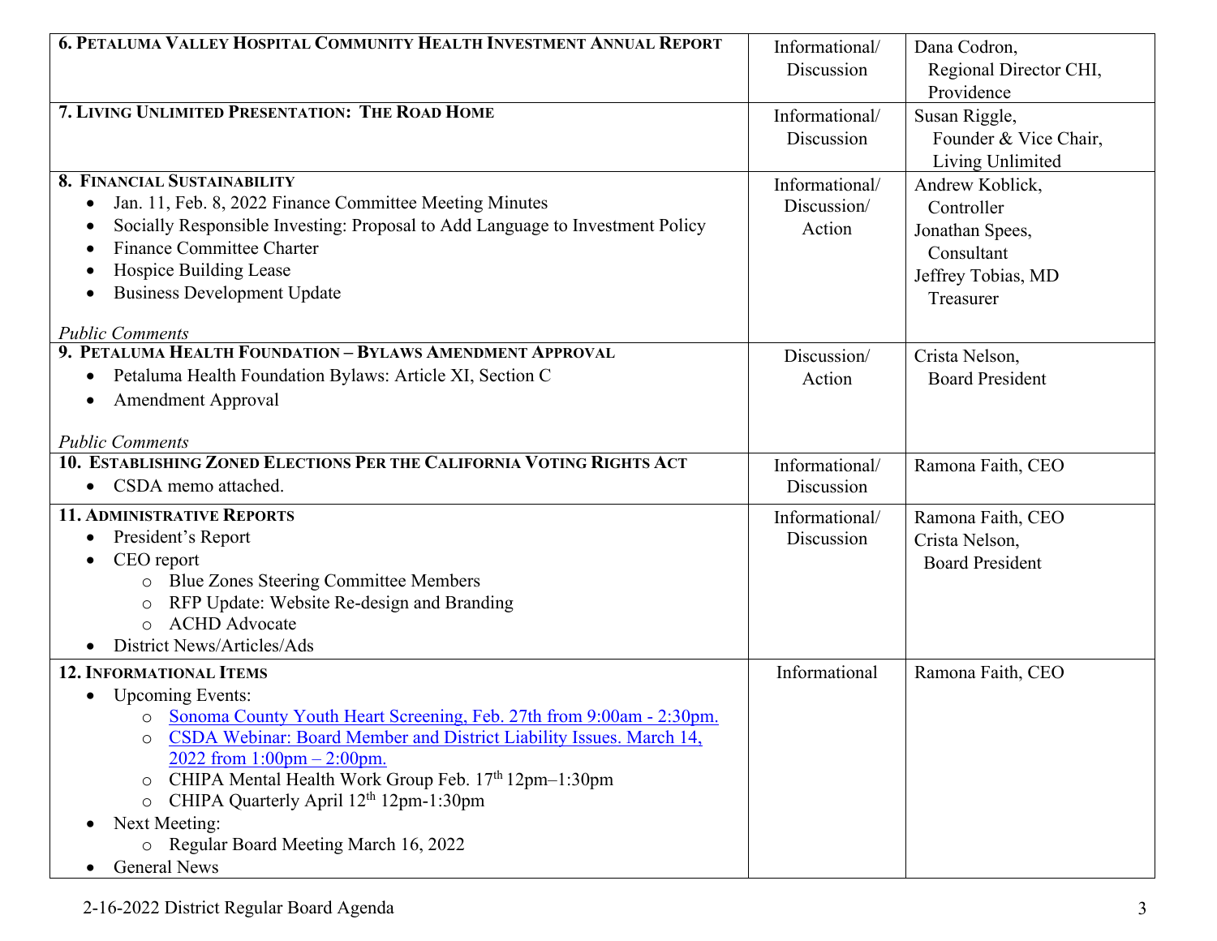| | | |
|---|---|---|
| **6. PETALUMA VALLEY HOSPITAL COMMUNITY HEALTH INVESTMENT ANNUAL REPORT** | Informational/ Discussion | Dana Codron, Regional Director CHI, Providence |
| **7. LIVING UNLIMITED PRESENTATION: THE ROAD HOME** | Informational/ Discussion | Susan Riggle, Founder & Vice Chair, Living Unlimited |
| **8. FINANCIAL SUSTAINABILITY**<br>• Jan. 11, Feb. 8, 2022 Finance Committee Meeting Minutes<br>• Socially Responsible Investing: Proposal to Add Language to Investment Policy<br>• Finance Committee Charter<br>• Hospice Building Lease<br>• Business Development Update<br><br>*Public Comments* | Informational/ Discussion/ Action | Andrew Koblick, Controller<br>Jonathan Spees, Consultant<br>Jeffrey Tobias, MD Treasurer |
| **9. PETALUMA HEALTH FOUNDATION – BYLAWS AMENDMENT APPROVAL**<br>• Petaluma Health Foundation Bylaws: Article XI, Section C<br>• Amendment Approval<br><br>*Public Comments* | Discussion/ Action | Crista Nelson, Board President |
| **10. ESTABLISHING ZONED ELECTIONS PER THE CALIFORNIA VOTING RIGHTS ACT**<br>• CSDA memo attached. | Informational/ Discussion | Ramona Faith, CEO |
| **11. ADMINISTRATIVE REPORTS**<br>• President's Report<br>• CEO report<br>&nbsp;&nbsp;&nbsp;&nbsp;○ Blue Zones Steering Committee Members<br>&nbsp;&nbsp;&nbsp;&nbsp;○ RFP Update: Website Re-design and Branding<br>&nbsp;&nbsp;&nbsp;&nbsp;○ ACHD Advocate<br>• District News/Articles/Ads | Informational/ Discussion | Ramona Faith, CEO<br>Crista Nelson, Board President |
| **12. INFORMATIONAL ITEMS**<br>• Upcoming Events:<br>&nbsp;&nbsp;&nbsp;&nbsp;○ Sonoma County Youth Heart Screening, Feb. 27th from 9:00am - 2:30pm.<br>&nbsp;&nbsp;&nbsp;&nbsp;○ CSDA Webinar: Board Member and District Liability Issues. March 14, 2022 from 1:00pm – 2:00pm.<br>&nbsp;&nbsp;&nbsp;&nbsp;○ CHIPA Mental Health Work Group Feb. 17th 12pm–1:30pm<br>&nbsp;&nbsp;&nbsp;&nbsp;○ CHIPA Quarterly April 12th 12pm-1:30pm<br>• Next Meeting:<br>&nbsp;&nbsp;&nbsp;&nbsp;○ Regular Board Meeting March 16, 2022<br>• General News | Informational | Ramona Faith, CEO |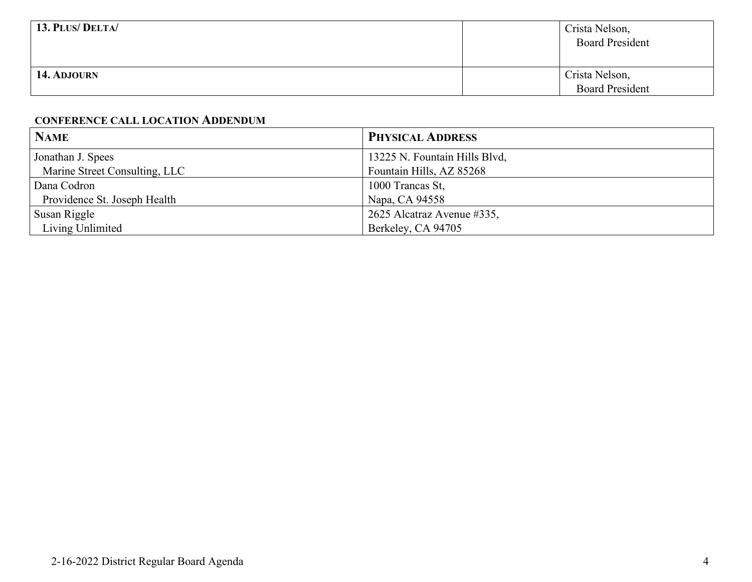| | | |
|---|---|---|
| **13. PLUS/ DELTA/** | | Crista Nelson, Board President |
| **14. ADJOURN** | | Crista Nelson, Board President |

**CONFERENCE CALL LOCATION ADDENDUM**

| **NAME** | **PHYSICAL ADDRESS** |
|---|---|
| Jonathan J. Spees<br>Marine Street Consulting, LLC | 13225 N. Fountain Hills Blvd,<br>Fountain Hills, AZ 85268 |
| Dana Codron<br>Providence St. Joseph Health | 1000 Trancas St,<br>Napa, CA 94558 |
| Susan Riggle<br>Living Unlimited | 2625 Alcatraz Avenue #335,<br>Berkeley, CA 94705 |